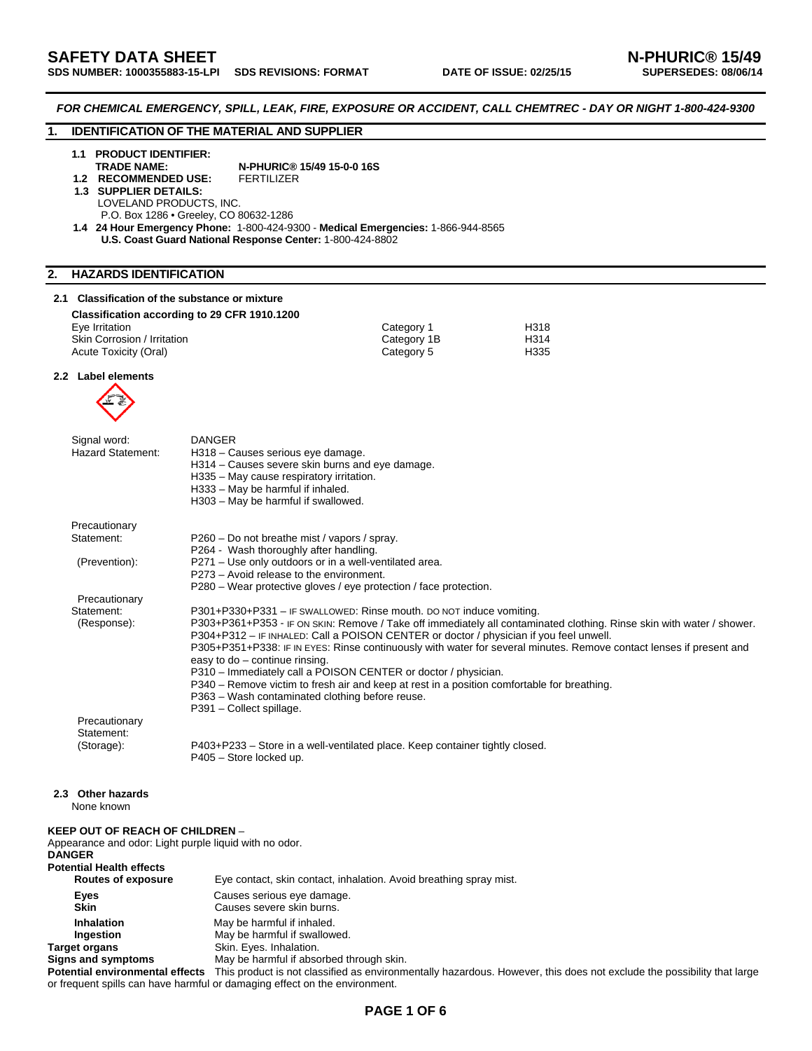# SAFETY DATA SHEET

# N-PHURIC® 15/49

**SDS NUMBER: 1000355883-15-LPI    SDS REVISIONS: FORMAT    DATE OF ISSUE: 02/25/15    SUPERSEDES: 08/06/14**

***FOR CHEMICAL EMERGENCY, SPILL, LEAK, FIRE, EXPOSURE OR ACCIDENT, CALL CHEMTREC - DAY OR NIGHT 1-800-424-9300***

## 1. IDENTIFICATION OF THE MATERIAL AND SUPPLIER

**1.1 PRODUCT IDENTIFIER:**
**TRADE NAME:** **N-PHURIC® 15/49 15-0-0 16S**
**1.2 RECOMMENDED USE:** FERTILIZER
**1.3 SUPPLIER DETAILS:**
LOVELAND PRODUCTS, INC.
P.O. Box 1286 • Greeley, CO 80632-1286
**1.4 24 Hour Emergency Phone:** 1-800-424-9300 - **Medical Emergencies:** 1-866-944-8565
**U.S. Coast Guard National Response Center:** 1-800-424-8802

## 2. HAZARDS IDENTIFICATION

### 2.1 Classification of the substance or mixture

**Classification according to 29 CFR 1910.1200**

| | | |
|---|---|---|
| Eye Irritation | Category 1 | H318 |
| Skin Corrosion / Irritation | Category 1B | H314 |
| Acute Toxicity (Oral) | Category 5 | H335 |

### 2.2 Label elements

Signal word: DANGER

Hazard Statement:
- H318 – Causes serious eye damage.
- H314 – Causes severe skin burns and eye damage.
- H335 – May cause respiratory irritation.
- H333 – May be harmful if inhaled.
- H303 – May be harmful if swallowed.

Precautionary Statement (Prevention):
- P260 – Do not breathe mist / vapors / spray.
- P264 - Wash thoroughly after handling.
- P271 – Use only outdoors or in a well-ventilated area.
- P273 – Avoid release to the environment.
- P280 – Wear protective gloves / eye protection / face protection.

Precautionary Statement (Response):
- P301+P330+P331 – IF SWALLOWED: Rinse mouth. DO NOT induce vomiting.
- P303+P361+P353 - IF ON SKIN: Remove / Take off immediately all contaminated clothing. Rinse skin with water / shower.
- P304+P312 – IF INHALED: Call a POISON CENTER or doctor / physician if you feel unwell.
- P305+P351+P338: IF IN EYES: Rinse continuously with water for several minutes. Remove contact lenses if present and easy to do – continue rinsing.
- P310 – Immediately call a POISON CENTER or doctor / physician.
- P340 – Remove victim to fresh air and keep at rest in a position comfortable for breathing.
- P363 – Wash contaminated clothing before reuse.
- P391 – Collect spillage.

Precautionary Statement (Storage):
- P403+P233 – Store in a well-ventilated place. Keep container tightly closed.
- P405 – Store locked up.

### 2.3 Other hazards

None known

**KEEP OUT OF REACH OF CHILDREN** –
Appearance and odor: Light purple liquid with no odor.
**DANGER**
**Potential Health effects**

| | |
|---|---|
| **Routes of exposure** | Eye contact, skin contact, inhalation. Avoid breathing spray mist. |
| **Eyes** | Causes serious eye damage. |
| **Skin** | Causes severe skin burns. |
| **Inhalation** | May be harmful if inhaled. |
| **Ingestion** | May be harmful if swallowed. |
| **Target organs** | Skin. Eyes. Inhalation. |
| **Signs and symptoms** | May be harmful if absorbed through skin. |

**Potential environmental effects** This product is not classified as environmentally hazardous. However, this does not exclude the possibility that large or frequent spills can have harmful or damaging effect on the environment.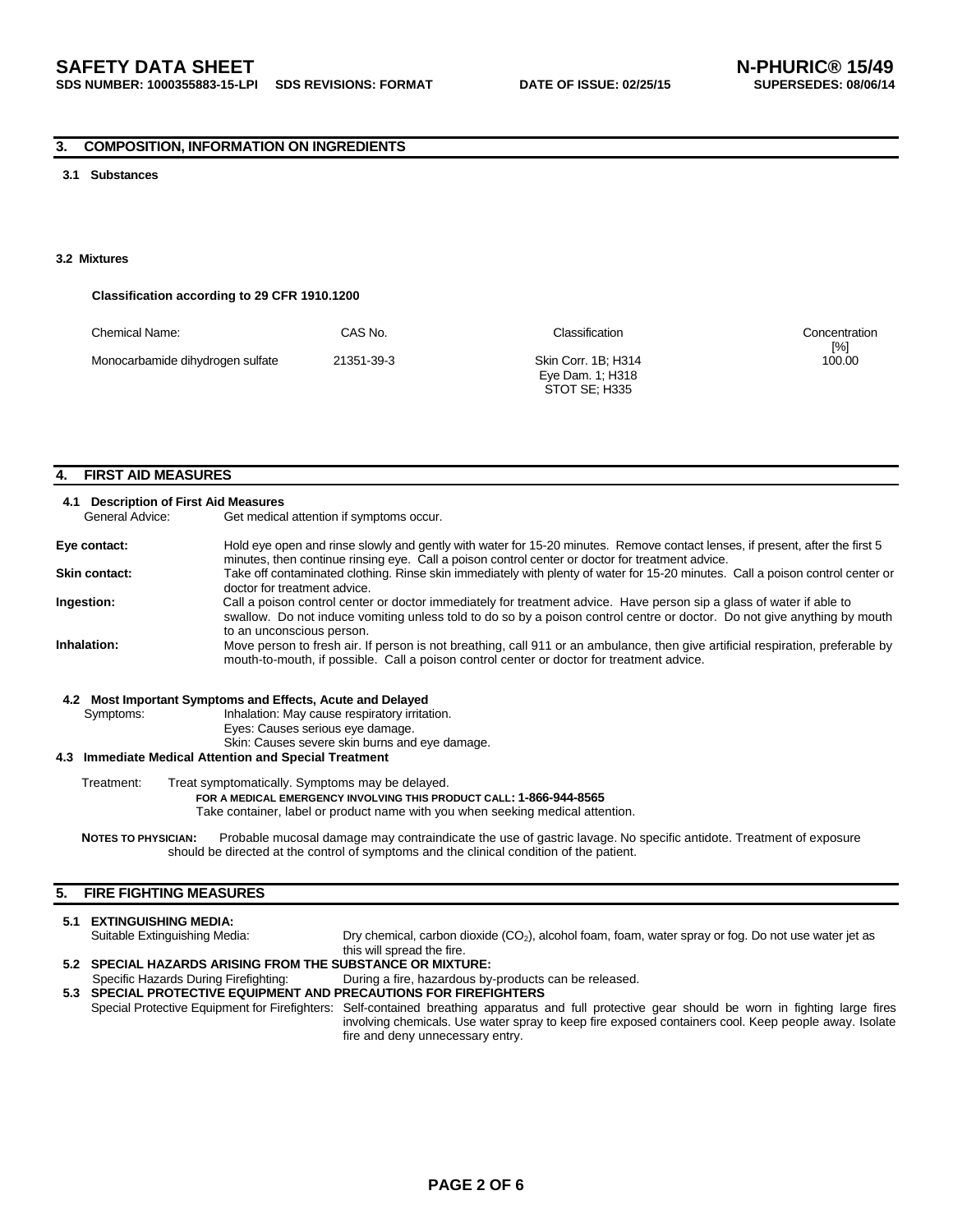## 3. COMPOSITION, INFORMATION ON INGREDIENTS

### 3.1 Substances

### 3.2 Mixtures

**Classification according to 29 CFR 1910.1200**

| Chemical Name: | CAS No. | Classification | Concentration [%] |
|---|---|---|---|
| Monocarbamide dihydrogen sulfate | 21351-39-3 | Skin Corr. 1B; H314<br>Eye Dam. 1; H318<br>STOT SE; H335 | 100.00 |

## 4. FIRST AID MEASURES

### 4.1 Description of First Aid Measures

General Advice: Get medical attention if symptoms occur.

**Eye contact:** Hold eye open and rinse slowly and gently with water for 15-20 minutes. Remove contact lenses, if present, after the first 5 minutes, then continue rinsing eye. Call a poison control center or doctor for treatment advice.

**Skin contact:** Take off contaminated clothing. Rinse skin immediately with plenty of water for 15-20 minutes. Call a poison control center or doctor for treatment advice.

**Ingestion:** Call a poison control center or doctor immediately for treatment advice. Have person sip a glass of water if able to swallow. Do not induce vomiting unless told to do so by a poison control centre or doctor. Do not give anything by mouth to an unconscious person.

**Inhalation:** Move person to fresh air. If person is not breathing, call 911 or an ambulance, then give artificial respiration, preferable by mouth-to-mouth, if possible. Call a poison control center or doctor for treatment advice.

### 4.2 Most Important Symptoms and Effects, Acute and Delayed

Symptoms:
Inhalation: May cause respiratory irritation.
Eyes: Causes serious eye damage.
Skin: Causes severe skin burns and eye damage.

### 4.3 Immediate Medical Attention and Special Treatment

Treatment: Treat symptomatically. Symptoms may be delayed.

**FOR A MEDICAL EMERGENCY INVOLVING THIS PRODUCT CALL: 1-866-944-8565**

Take container, label or product name with you when seeking medical attention.

**NOTES TO PHYSICIAN:** Probable mucosal damage may contraindicate the use of gastric lavage. No specific antidote. Treatment of exposure should be directed at the control of symptoms and the clinical condition of the patient.

## 5. FIRE FIGHTING MEASURES

### 5.1 EXTINGUISHING MEDIA:

Suitable Extinguishing Media: Dry chemical, carbon dioxide ($CO_2$), alcohol foam, foam, water spray or fog. Do not use water jet as this will spread the fire.

### 5.2 SPECIAL HAZARDS ARISING FROM THE SUBSTANCE OR MIXTURE:

Specific Hazards During Firefighting: During a fire, hazardous by-products can be released.

### 5.3 SPECIAL PROTECTIVE EQUIPMENT AND PRECAUTIONS FOR FIREFIGHTERS

Special Protective Equipment for Firefighters: Self-contained breathing apparatus and full protective gear should be worn in fighting large fires involving chemicals. Use water spray to keep fire exposed containers cool. Keep people away. Isolate fire and deny unnecessary entry.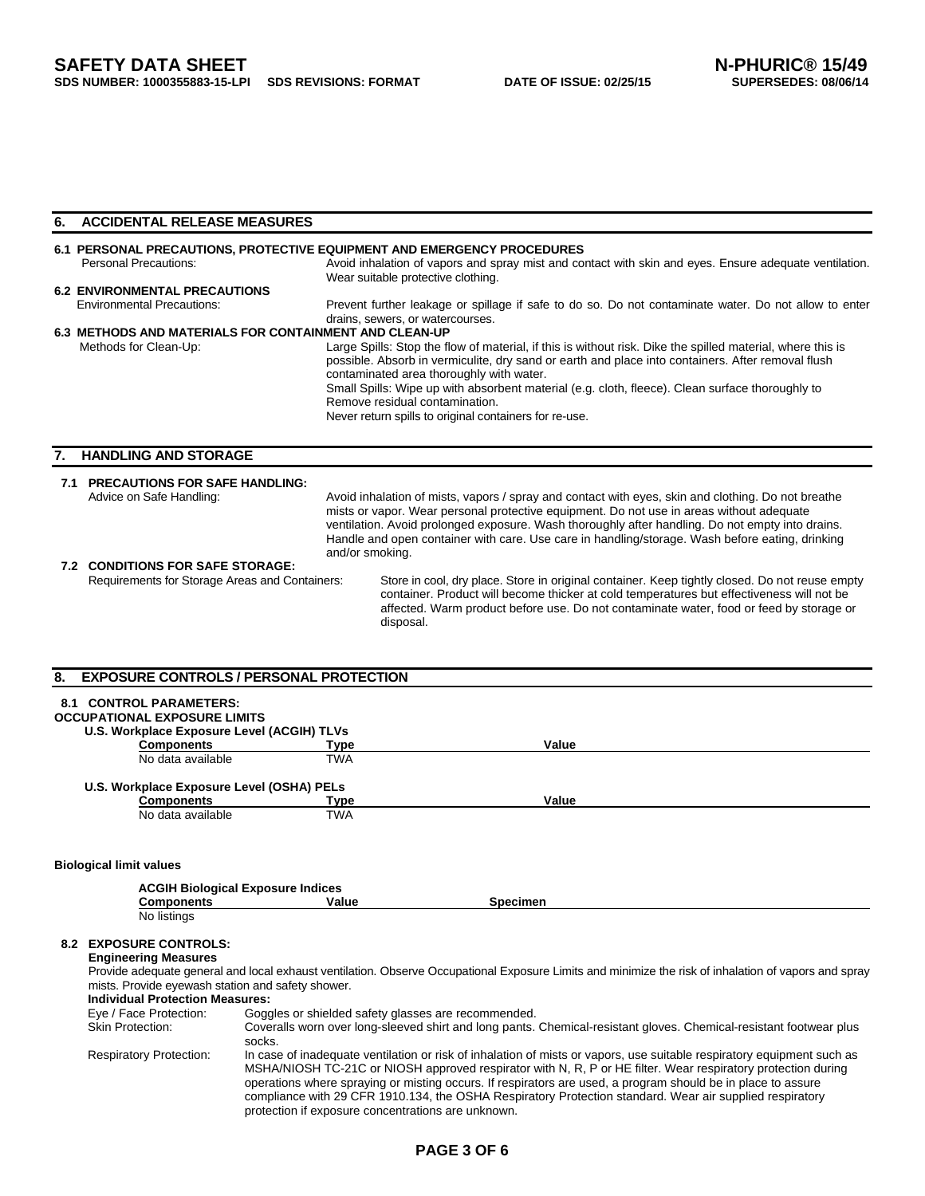## 6. ACCIDENTAL RELEASE MEASURES

**6.1 PERSONAL PRECAUTIONS, PROTECTIVE EQUIPMENT AND EMERGENCY PROCEDURES**

Personal Precautions: Avoid inhalation of vapors and spray mist and contact with skin and eyes. Ensure adequate ventilation. Wear suitable protective clothing.

**6.2 ENVIRONMENTAL PRECAUTIONS**

Environmental Precautions: Prevent further leakage or spillage if safe to do so. Do not contaminate water. Do not allow to enter drains, sewers, or watercourses.

**6.3 METHODS AND MATERIALS FOR CONTAINMENT AND CLEAN-UP**

Methods for Clean-Up: Large Spills: Stop the flow of material, if this is without risk. Dike the spilled material, where this is possible. Absorb in vermiculite, dry sand or earth and place into containers. After removal flush contaminated area thoroughly with water.

Small Spills: Wipe up with absorbent material (e.g. cloth, fleece). Clean surface thoroughly to Remove residual contamination.

Never return spills to original containers for re-use.

## 7. HANDLING AND STORAGE

**7.1 PRECAUTIONS FOR SAFE HANDLING:**

Advice on Safe Handling: Avoid inhalation of mists, vapors / spray and contact with eyes, skin and clothing. Do not breathe mists or vapor. Wear personal protective equipment. Do not use in areas without adequate ventilation. Avoid prolonged exposure. Wash thoroughly after handling. Do not empty into drains. Handle and open container with care. Use care in handling/storage. Wash before eating, drinking and/or smoking.

**7.2 CONDITIONS FOR SAFE STORAGE:**

Requirements for Storage Areas and Containers: Store in cool, dry place. Store in original container. Keep tightly closed. Do not reuse empty container. Product will become thicker at cold temperatures but effectiveness will not be affected. Warm product before use. Do not contaminate water, food or feed by storage or disposal.

## 8. EXPOSURE CONTROLS / PERSONAL PROTECTION

**8.1 CONTROL PARAMETERS:**

**OCCUPATIONAL EXPOSURE LIMITS**

**U.S. Workplace Exposure Level (ACGIH) TLVs**

| Components | Type | Value |
|---|---|---|
| No data available | TWA | |

**U.S. Workplace Exposure Level (OSHA) PELs**

| Components | Type | Value |
|---|---|---|
| No data available | TWA | |

**Biological limit values**

**ACGIH Biological Exposure Indices**

| Components | Value | Specimen |
|---|---|---|
| No listings | | |

**8.2 EXPOSURE CONTROLS:**

**Engineering Measures**

Provide adequate general and local exhaust ventilation. Observe Occupational Exposure Limits and minimize the risk of inhalation of vapors and spray mists. Provide eyewash station and safety shower.

**Individual Protection Measures:**

Eye / Face Protection: Goggles or shielded safety glasses are recommended.

Skin Protection: Coveralls worn over long-sleeved shirt and long pants. Chemical-resistant gloves. Chemical-resistant footwear plus socks.

Respiratory Protection: In case of inadequate ventilation or risk of inhalation of mists or vapors, use suitable respiratory equipment such as MSHA/NIOSH TC-21C or NIOSH approved respirator with N, R, P or HE filter. Wear respiratory protection during operations where spraying or misting occurs. If respirators are used, a program should be in place to assure compliance with 29 CFR 1910.134, the OSHA Respiratory Protection standard. Wear air supplied respiratory protection if exposure concentrations are unknown.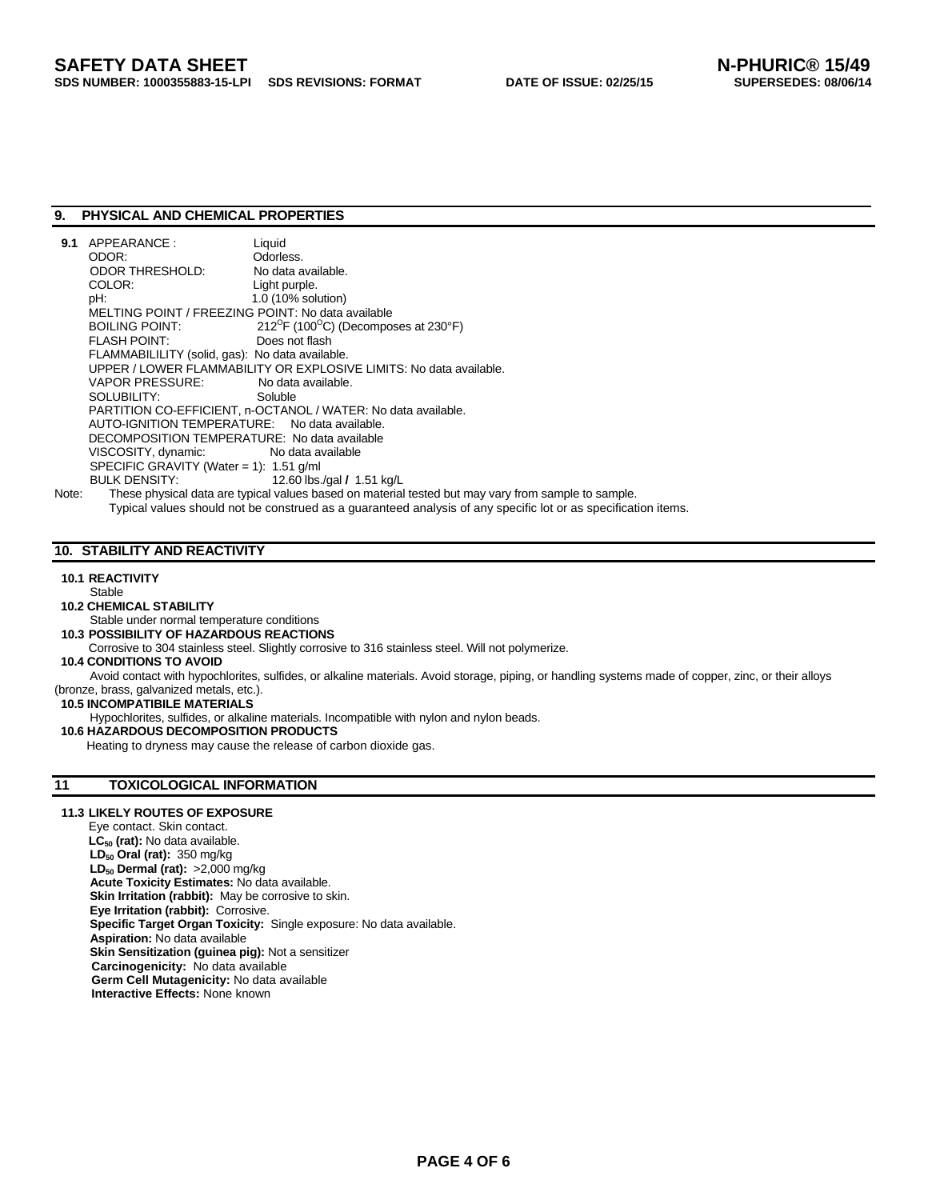## 9. PHYSICAL AND CHEMICAL PROPERTIES

**9.1** APPEARANCE : Liquid
ODOR: Odorless.
ODOR THRESHOLD: No data available.
COLOR: Light purple.
pH: 1.0 (10% solution)
MELTING POINT / FREEZING POINT: No data available
BOILING POINT: 212°F (100°C) (Decomposes at 230°F)
FLASH POINT: Does not flash
FLAMMABILILITY (solid, gas): No data available.
UPPER / LOWER FLAMMABILITY OR EXPLOSIVE LIMITS: No data available.
VAPOR PRESSURE: No data available.
SOLUBILITY: Soluble
PARTITION CO-EFFICIENT, n-OCTANOL / WATER: No data available.
AUTO-IGNITION TEMPERATURE: No data available.
DECOMPOSITION TEMPERATURE: No data available
VISCOSITY, dynamic: No data available
SPECIFIC GRAVITY (Water = 1): 1.51 g/ml
BULK DENSITY: 12.60 lbs./gal **/** 1.51 kg/L

Note: These physical data are typical values based on material tested but may vary from sample to sample. Typical values should not be construed as a guaranteed analysis of any specific lot or as specification items.

## 10. STABILITY AND REACTIVITY

**10.1 REACTIVITY**

Stable

**10.2 CHEMICAL STABILITY**

Stable under normal temperature conditions

**10.3 POSSIBILITY OF HAZARDOUS REACTIONS**

Corrosive to 304 stainless steel. Slightly corrosive to 316 stainless steel. Will not polymerize.

**10.4 CONDITIONS TO AVOID**

Avoid contact with hypochlorites, sulfides, or alkaline materials. Avoid storage, piping, or handling systems made of copper, zinc, or their alloys (bronze, brass, galvanized metals, etc.).

**10.5 INCOMPATIBILE MATERIALS**

Hypochlorites, sulfides, or alkaline materials. Incompatible with nylon and nylon beads.

**10.6 HAZARDOUS DECOMPOSITION PRODUCTS**

Heating to dryness may cause the release of carbon dioxide gas.

## 11 TOXICOLOGICAL INFORMATION

**11.3 LIKELY ROUTES OF EXPOSURE**

Eye contact. Skin contact.
**$LC_{50}$ (rat):** No data available.
**$LD_{50}$ Oral (rat):** 350 mg/kg
**$LD_{50}$ Dermal (rat):** >2,000 mg/kg
**Acute Toxicity Estimates:** No data available.
**Skin Irritation (rabbit):** May be corrosive to skin.
**Eye Irritation (rabbit):** Corrosive.
**Specific Target Organ Toxicity:** Single exposure: No data available.
**Aspiration:** No data available
**Skin Sensitization (guinea pig):** Not a sensitizer
**Carcinogenicity:** No data available
**Germ Cell Mutagenicity:** No data available
**Interactive Effects:** None known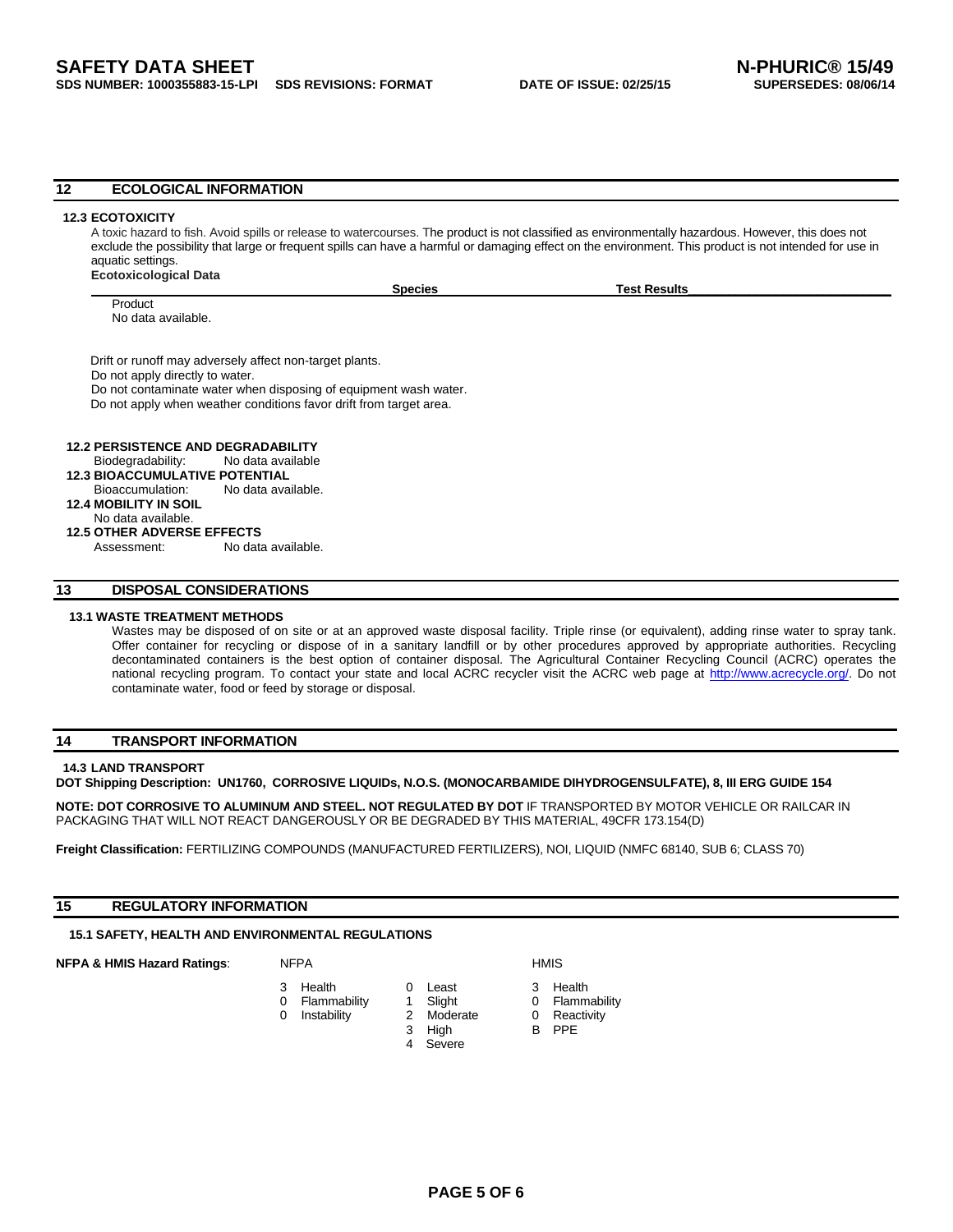## 12 ECOLOGICAL INFORMATION

### 12.3 ECOTOXICITY

A toxic hazard to fish. Avoid spills or release to watercourses. The product is not classified as environmentally hazardous. However, this does not exclude the possibility that large or frequent spills can have a harmful or damaging effect on the environment. This product is not intended for use in aquatic settings.

**Ecotoxicological Data**

| | Species | Test Results |
|---|---|---|
| Product<br>No data available. | | |

Drift or runoff may adversely affect non-target plants.
Do not apply directly to water.
Do not contaminate water when disposing of equipment wash water.
Do not apply when weather conditions favor drift from target area.

### 12.2 PERSISTENCE AND DEGRADABILITY

Biodegradability: No data available

### 12.3 BIOACCUMULATIVE POTENTIAL

Bioaccumulation: No data available.

### 12.4 MOBILITY IN SOIL

No data available.

### 12.5 OTHER ADVERSE EFFECTS

Assessment: No data available.

## 13 DISPOSAL CONSIDERATIONS

### 13.1 WASTE TREATMENT METHODS

Wastes may be disposed of on site or at an approved waste disposal facility. Triple rinse (or equivalent), adding rinse water to spray tank. Offer container for recycling or dispose of in a sanitary landfill or by other procedures approved by appropriate authorities. Recycling decontaminated containers is the best option of container disposal. The Agricultural Container Recycling Council (ACRC) operates the national recycling program. To contact your state and local ACRC recycler visit the ACRC web page at http://www.acrecycle.org/. Do not contaminate water, food or feed by storage or disposal.

## 14 TRANSPORT INFORMATION

### 14.3 LAND TRANSPORT

**DOT Shipping Description: UN1760, CORROSIVE LIQUIDs, N.O.S. (MONOCARBAMIDE DIHYDROGENSULFATE), 8, III ERG GUIDE 154**

**NOTE: DOT CORROSIVE TO ALUMINUM AND STEEL. NOT REGULATED BY DOT** IF TRANSPORTED BY MOTOR VEHICLE OR RAILCAR IN PACKAGING THAT WILL NOT REACT DANGEROUSLY OR BE DEGRADED BY THIS MATERIAL, 49CFR 173.154(D)

**Freight Classification:** FERTILIZING COMPOUNDS (MANUFACTURED FERTILIZERS), NOI, LIQUID (NMFC 68140, SUB 6; CLASS 70)

## 15 REGULATORY INFORMATION

### 15.1 SAFETY, HEALTH AND ENVIRONMENTAL REGULATIONS

**NFPA & HMIS Hazard Ratings**:

| NFPA | | Scale | | HMIS | |
|---|---|---|---|---|---|
| 3 | Health | 0 | Least | 3 | Health |
| 0 | Flammability | 1 | Slight | 0 | Flammability |
| 0 | Instability | 2 | Moderate | 0 | Reactivity |
| | | 3 | High | B | PPE |
| | | 4 | Severe | | |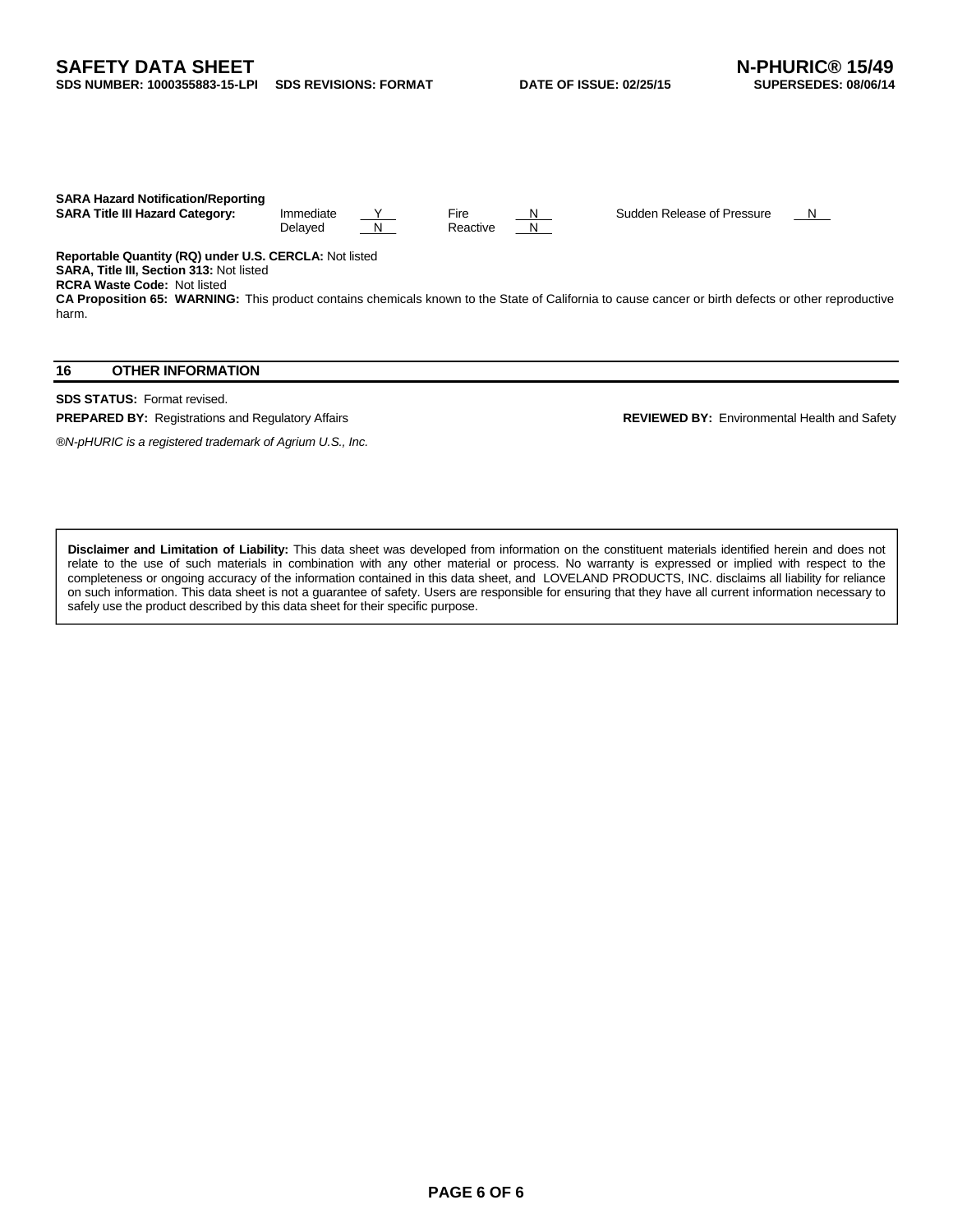**SARA Hazard Notification/Reporting**

| | | | | | | |
|---|---|---|---|---|---|---|
| **SARA Title III Hazard Category:** | Immediate | Y | Fire | N | Sudden Release of Pressure | N |
| | Delayed | N | Reactive | N | | |

**Reportable Quantity (RQ) under U.S. CERCLA:** Not listed
**SARA, Title III, Section 313:** Not listed
**RCRA Waste Code:** Not listed
**CA Proposition 65: WARNING:** This product contains chemicals known to the State of California to cause cancer or birth defects or other reproductive harm.

## 16 OTHER INFORMATION

**SDS STATUS:** Format revised.

**PREPARED BY:** Registrations and Regulatory Affairs

**REVIEWED BY:** Environmental Health and Safety

*®N-pHURIC is a registered trademark of Agrium U.S., Inc.*

**Disclaimer and Limitation of Liability:** This data sheet was developed from information on the constituent materials identified herein and does not relate to the use of such materials in combination with any other material or process. No warranty is expressed or implied with respect to the completeness or ongoing accuracy of the information contained in this data sheet, and LOVELAND PRODUCTS, INC. disclaims all liability for reliance on such information. This data sheet is not a guarantee of safety. Users are responsible for ensuring that they have all current information necessary to safely use the product described by this data sheet for their specific purpose.